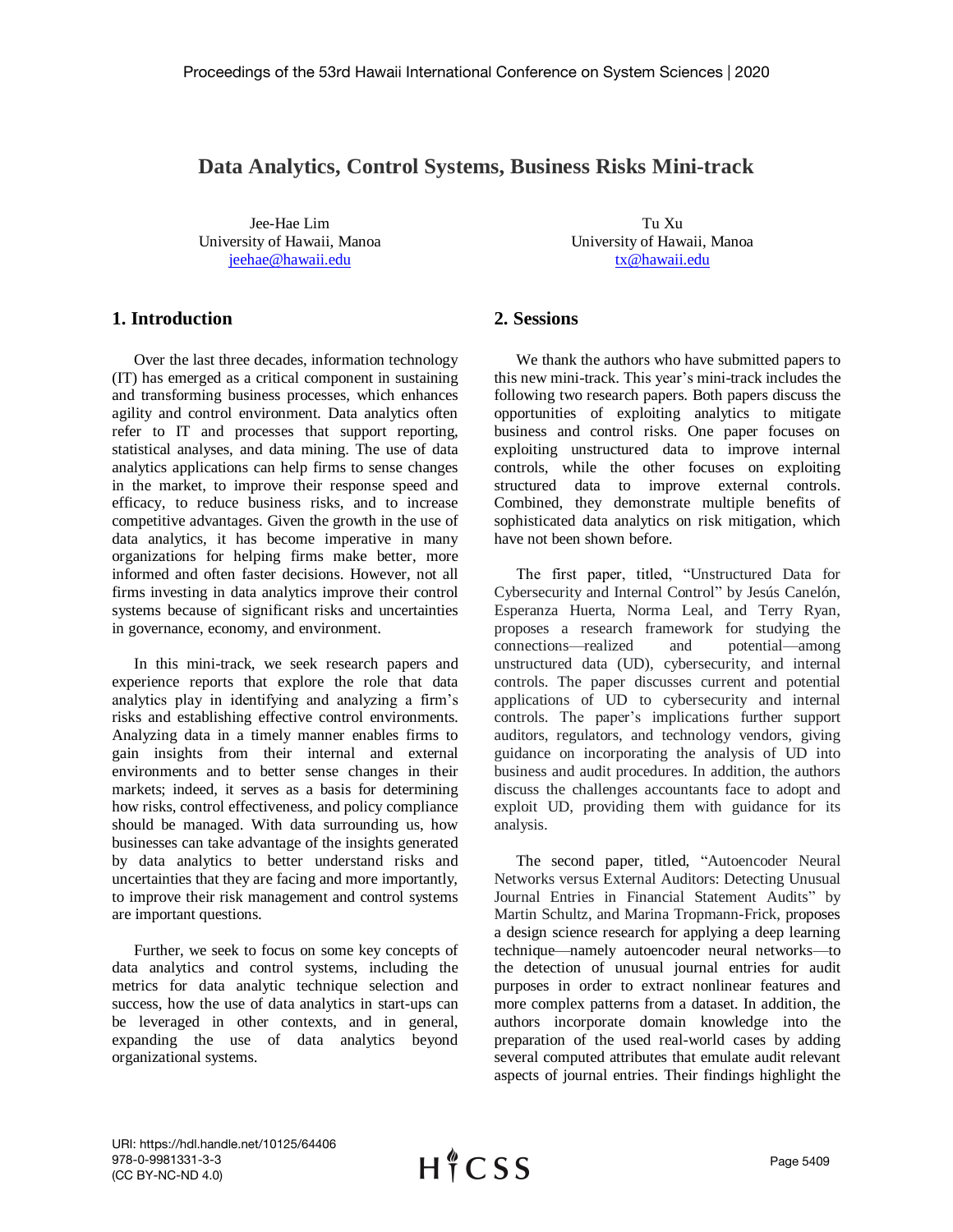# Data Analytics, Control Systems, Business Risks Mini-track

Jee-Hae Lim
University of Hawaii, Manoa
jeehae@hawaii.edu

Tu Xu
University of Hawaii, Manoa
tx@hawaii.edu

## 1. Introduction

Over the last three decades, information technology (IT) has emerged as a critical component in sustaining and transforming business processes, which enhances agility and control environment. Data analytics often refer to IT and processes that support reporting, statistical analyses, and data mining. The use of data analytics applications can help firms to sense changes in the market, to improve their response speed and efficacy, to reduce business risks, and to increase competitive advantages. Given the growth in the use of data analytics, it has become imperative in many organizations for helping firms make better, more informed and often faster decisions. However, not all firms investing in data analytics improve their control systems because of significant risks and uncertainties in governance, economy, and environment.

In this mini-track, we seek research papers and experience reports that explore the role that data analytics play in identifying and analyzing a firm's risks and establishing effective control environments. Analyzing data in a timely manner enables firms to gain insights from their internal and external environments and to better sense changes in their markets; indeed, it serves as a basis for determining how risks, control effectiveness, and policy compliance should be managed. With data surrounding us, how businesses can take advantage of the insights generated by data analytics to better understand risks and uncertainties that they are facing and more importantly, to improve their risk management and control systems are important questions.

Further, we seek to focus on some key concepts of data analytics and control systems, including the metrics for data analytic technique selection and success, how the use of data analytics in start-ups can be leveraged in other contexts, and in general, expanding the use of data analytics beyond organizational systems.

## 2. Sessions

We thank the authors who have submitted papers to this new mini-track. This year's mini-track includes the following two research papers. Both papers discuss the opportunities of exploiting analytics to mitigate business and control risks. One paper focuses on exploiting unstructured data to improve internal controls, while the other focuses on exploiting structured data to improve external controls. Combined, they demonstrate multiple benefits of sophisticated data analytics on risk mitigation, which have not been shown before.

The first paper, titled, "Unstructured Data for Cybersecurity and Internal Control" by Jesús Canelón, Esperanza Huerta, Norma Leal, and Terry Ryan, proposes a research framework for studying the connections—realized and potential—among unstructured data (UD), cybersecurity, and internal controls. The paper discusses current and potential applications of UD to cybersecurity and internal controls. The paper's implications further support auditors, regulators, and technology vendors, giving guidance on incorporating the analysis of UD into business and audit procedures. In addition, the authors discuss the challenges accountants face to adopt and exploit UD, providing them with guidance for its analysis.

The second paper, titled, "Autoencoder Neural Networks versus External Auditors: Detecting Unusual Journal Entries in Financial Statement Audits" by Martin Schultz, and Marina Tropmann-Frick, proposes a design science research for applying a deep learning technique—namely autoencoder neural networks—to the detection of unusual journal entries for audit purposes in order to extract nonlinear features and more complex patterns from a dataset. In addition, the authors incorporate domain knowledge into the preparation of the used real-world cases by adding several computed attributes that emulate audit relevant aspects of journal entries. Their findings highlight the

URI: https://hdl.handle.net/10125/64406
978-0-9981331-3-3
(CC BY-NC-ND 4.0)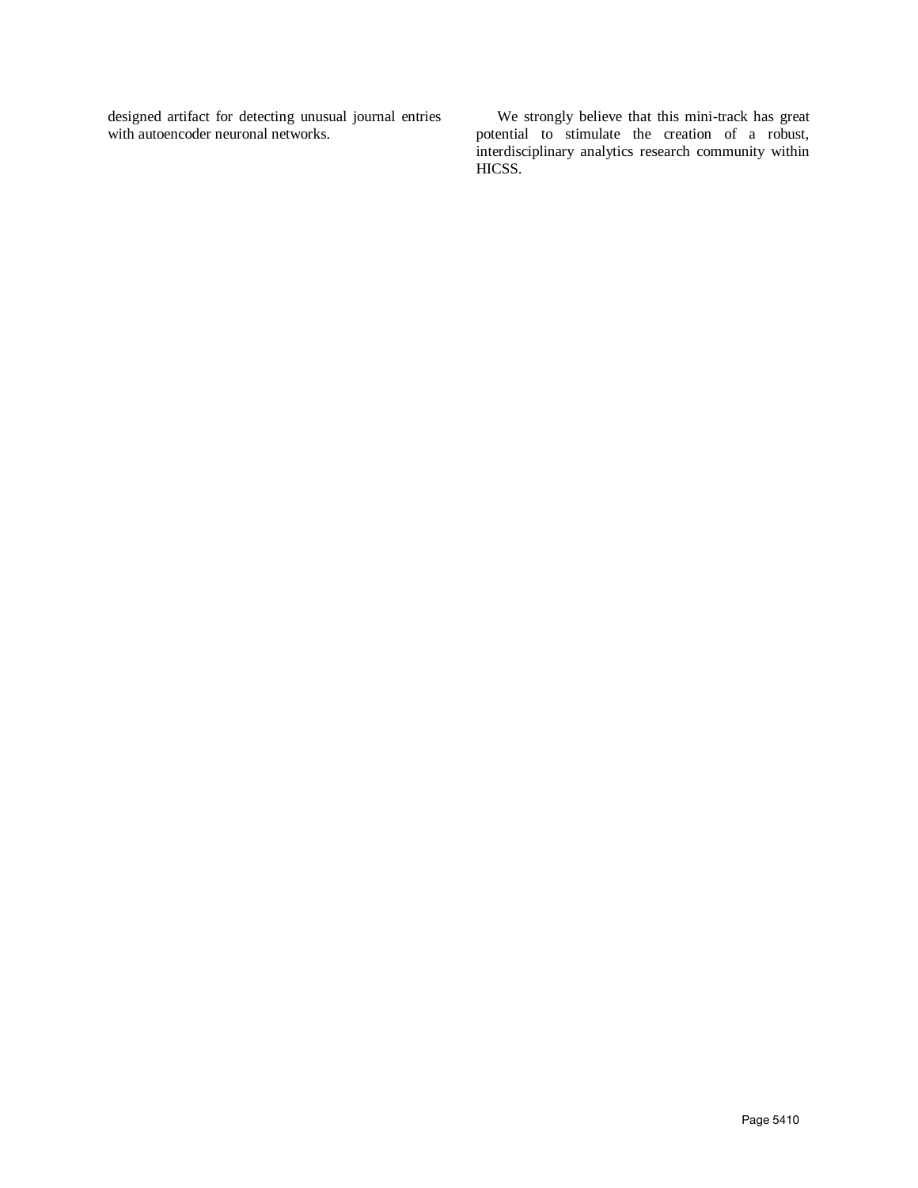designed artifact for detecting unusual journal entries with autoencoder neuronal networks.

We strongly believe that this mini-track has great potential to stimulate the creation of a robust, interdisciplinary analytics research community within HICSS.